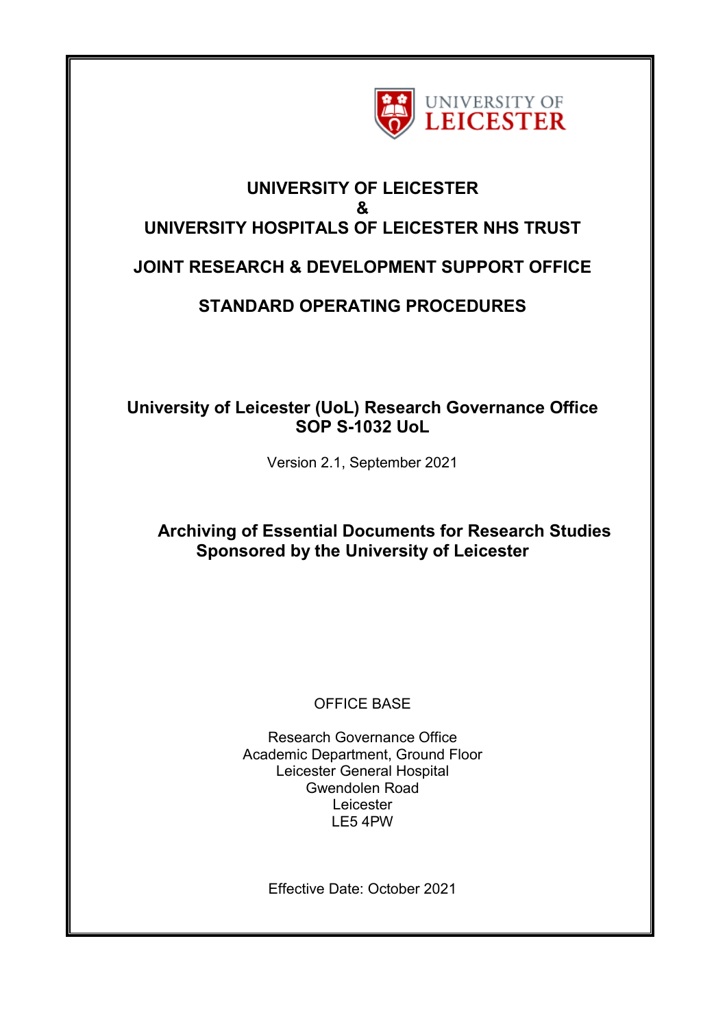UNIVERSITY OF LEICESTER

# UNIVERSITY OF LEICESTER
# &
# UNIVERSITY HOSPITALS OF LEICESTER NHS TRUST

## JOINT RESEARCH & DEVELOPMENT SUPPORT OFFICE

## STANDARD OPERATING PROCEDURES

**University of Leicester (UoL) Research Governance Office**
**SOP S-1032 UoL**

Version 2.1, September 2021

**Archiving of Essential Documents for Research Studies Sponsored by the University of Leicester**

OFFICE BASE

Research Governance Office
Academic Department, Ground Floor
Leicester General Hospital
Gwendolen Road
Leicester
LE5 4PW

Effective Date: October 2021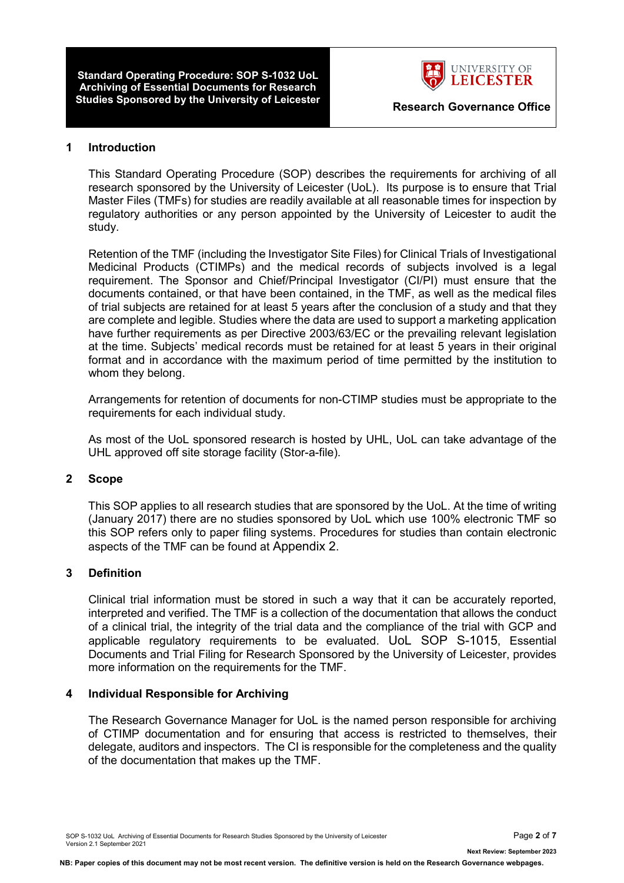## 1 Introduction

This Standard Operating Procedure (SOP) describes the requirements for archiving of all research sponsored by the University of Leicester (UoL). Its purpose is to ensure that Trial Master Files (TMFs) for studies are readily available at all reasonable times for inspection by regulatory authorities or any person appointed by the University of Leicester to audit the study.

Retention of the TMF (including the Investigator Site Files) for Clinical Trials of Investigational Medicinal Products (CTIMPs) and the medical records of subjects involved is a legal requirement. The Sponsor and Chief/Principal Investigator (CI/PI) must ensure that the documents contained, or that have been contained, in the TMF, as well as the medical files of trial subjects are retained for at least 5 years after the conclusion of a study and that they are complete and legible. Studies where the data are used to support a marketing application have further requirements as per Directive 2003/63/EC or the prevailing relevant legislation at the time. Subjects' medical records must be retained for at least 5 years in their original format and in accordance with the maximum period of time permitted by the institution to whom they belong.

Arrangements for retention of documents for non-CTIMP studies must be appropriate to the requirements for each individual study.

As most of the UoL sponsored research is hosted by UHL, UoL can take advantage of the UHL approved off site storage facility (Stor-a-file).

## 2 Scope

This SOP applies to all research studies that are sponsored by the UoL. At the time of writing (January 2017) there are no studies sponsored by UoL which use 100% electronic TMF so this SOP refers only to paper filing systems. Procedures for studies than contain electronic aspects of the TMF can be found at Appendix 2.

## 3 Definition

Clinical trial information must be stored in such a way that it can be accurately reported, interpreted and verified. The TMF is a collection of the documentation that allows the conduct of a clinical trial, the integrity of the trial data and the compliance of the trial with GCP and applicable regulatory requirements to be evaluated. UoL SOP S-1015, Essential Documents and Trial Filing for Research Sponsored by the University of Leicester, provides more information on the requirements for the TMF.

## 4 Individual Responsible for Archiving

The Research Governance Manager for UoL is the named person responsible for archiving of CTIMP documentation and for ensuring that access is restricted to themselves, their delegate, auditors and inspectors. The CI is responsible for the completeness and the quality of the documentation that makes up the TMF.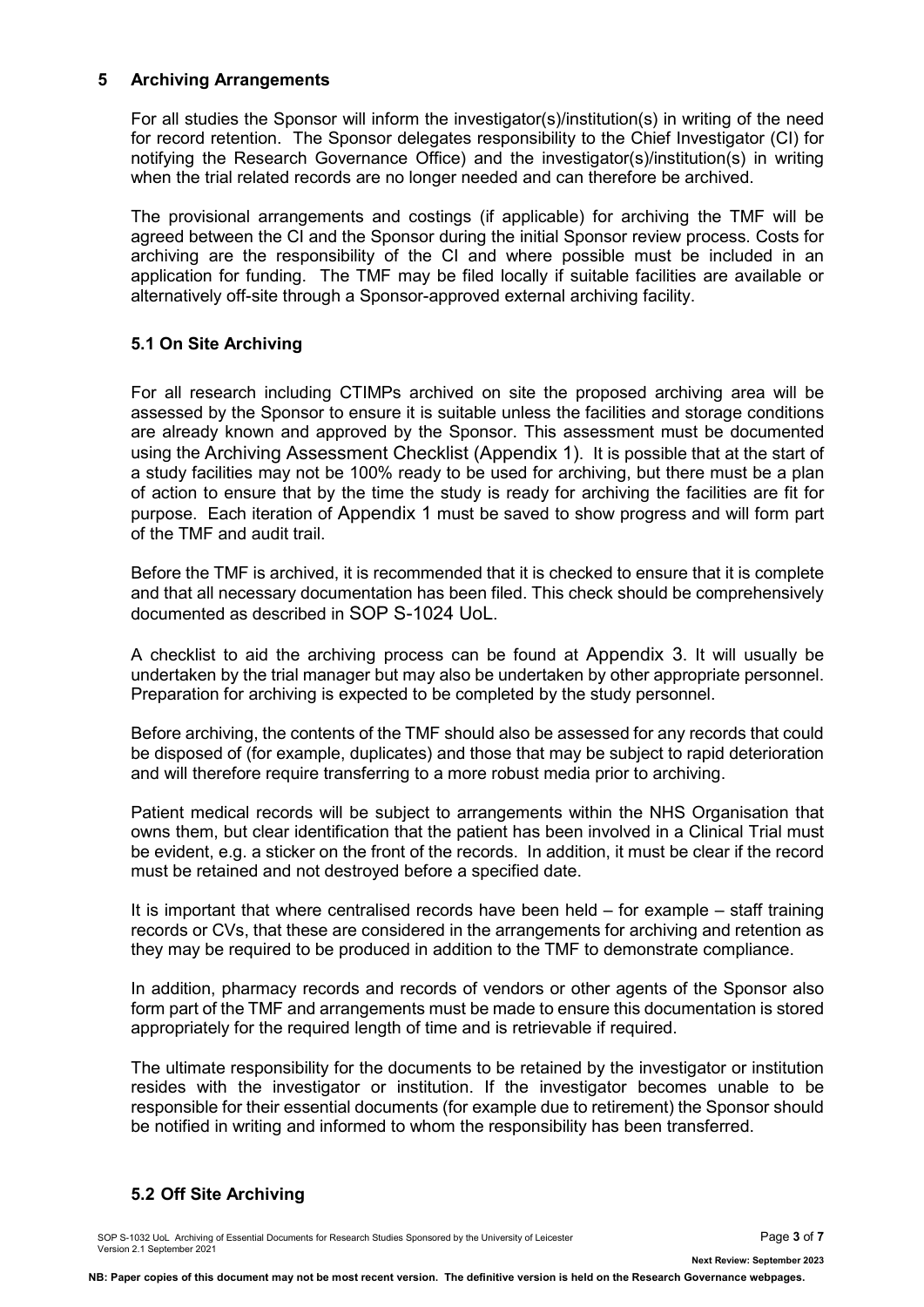## 5 Archiving Arrangements

For all studies the Sponsor will inform the investigator(s)/institution(s) in writing of the need for record retention. The Sponsor delegates responsibility to the Chief Investigator (CI) for notifying the Research Governance Office) and the investigator(s)/institution(s) in writing when the trial related records are no longer needed and can therefore be archived.

The provisional arrangements and costings (if applicable) for archiving the TMF will be agreed between the CI and the Sponsor during the initial Sponsor review process. Costs for archiving are the responsibility of the CI and where possible must be included in an application for funding. The TMF may be filed locally if suitable facilities are available or alternatively off-site through a Sponsor-approved external archiving facility.

### 5.1 On Site Archiving

For all research including CTIMPs archived on site the proposed archiving area will be assessed by the Sponsor to ensure it is suitable unless the facilities and storage conditions are already known and approved by the Sponsor. This assessment must be documented using the Archiving Assessment Checklist (Appendix 1). It is possible that at the start of a study facilities may not be 100% ready to be used for archiving, but there must be a plan of action to ensure that by the time the study is ready for archiving the facilities are fit for purpose. Each iteration of Appendix 1 must be saved to show progress and will form part of the TMF and audit trail.

Before the TMF is archived, it is recommended that it is checked to ensure that it is complete and that all necessary documentation has been filed. This check should be comprehensively documented as described in SOP S-1024 UoL.

A checklist to aid the archiving process can be found at Appendix 3. It will usually be undertaken by the trial manager but may also be undertaken by other appropriate personnel. Preparation for archiving is expected to be completed by the study personnel.

Before archiving, the contents of the TMF should also be assessed for any records that could be disposed of (for example, duplicates) and those that may be subject to rapid deterioration and will therefore require transferring to a more robust media prior to archiving.

Patient medical records will be subject to arrangements within the NHS Organisation that owns them, but clear identification that the patient has been involved in a Clinical Trial must be evident, e.g. a sticker on the front of the records. In addition, it must be clear if the record must be retained and not destroyed before a specified date.

It is important that where centralised records have been held – for example – staff training records or CVs, that these are considered in the arrangements for archiving and retention as they may be required to be produced in addition to the TMF to demonstrate compliance.

In addition, pharmacy records and records of vendors or other agents of the Sponsor also form part of the TMF and arrangements must be made to ensure this documentation is stored appropriately for the required length of time and is retrievable if required.

The ultimate responsibility for the documents to be retained by the investigator or institution resides with the investigator or institution. If the investigator becomes unable to be responsible for their essential documents (for example due to retirement) the Sponsor should be notified in writing and informed to whom the responsibility has been transferred.

### 5.2 Off Site Archiving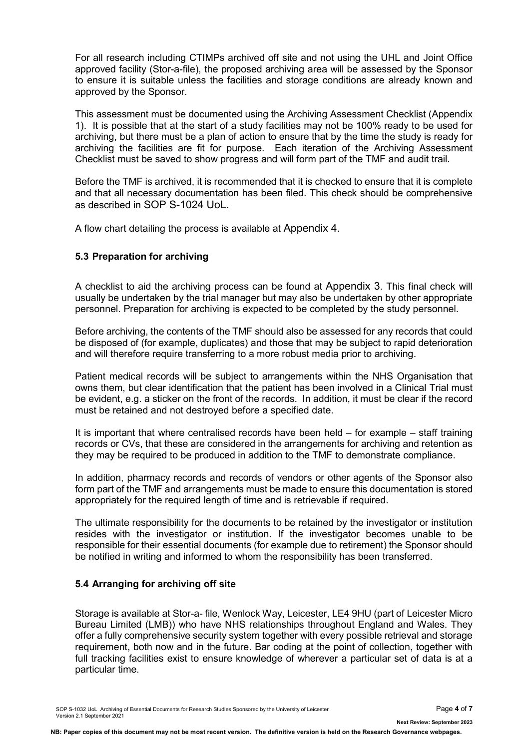For all research including CTIMPs archived off site and not using the UHL and Joint Office approved facility (Stor-a-file), the proposed archiving area will be assessed by the Sponsor to ensure it is suitable unless the facilities and storage conditions are already known and approved by the Sponsor.

This assessment must be documented using the Archiving Assessment Checklist (Appendix 1). It is possible that at the start of a study facilities may not be 100% ready to be used for archiving, but there must be a plan of action to ensure that by the time the study is ready for archiving the facilities are fit for purpose. Each iteration of the Archiving Assessment Checklist must be saved to show progress and will form part of the TMF and audit trail.

Before the TMF is archived, it is recommended that it is checked to ensure that it is complete and that all necessary documentation has been filed. This check should be comprehensive as described in SOP S-1024 UoL.

A flow chart detailing the process is available at Appendix 4.

### 5.3 Preparation for archiving

A checklist to aid the archiving process can be found at Appendix 3. This final check will usually be undertaken by the trial manager but may also be undertaken by other appropriate personnel. Preparation for archiving is expected to be completed by the study personnel.

Before archiving, the contents of the TMF should also be assessed for any records that could be disposed of (for example, duplicates) and those that may be subject to rapid deterioration and will therefore require transferring to a more robust media prior to archiving.

Patient medical records will be subject to arrangements within the NHS Organisation that owns them, but clear identification that the patient has been involved in a Clinical Trial must be evident, e.g. a sticker on the front of the records. In addition, it must be clear if the record must be retained and not destroyed before a specified date.

It is important that where centralised records have been held – for example – staff training records or CVs, that these are considered in the arrangements for archiving and retention as they may be required to be produced in addition to the TMF to demonstrate compliance.

In addition, pharmacy records and records of vendors or other agents of the Sponsor also form part of the TMF and arrangements must be made to ensure this documentation is stored appropriately for the required length of time and is retrievable if required.

The ultimate responsibility for the documents to be retained by the investigator or institution resides with the investigator or institution. If the investigator becomes unable to be responsible for their essential documents (for example due to retirement) the Sponsor should be notified in writing and informed to whom the responsibility has been transferred.

### 5.4 Arranging for archiving off site

Storage is available at Stor-a- file, Wenlock Way, Leicester, LE4 9HU (part of Leicester Micro Bureau Limited (LMB)) who have NHS relationships throughout England and Wales. They offer a fully comprehensive security system together with every possible retrieval and storage requirement, both now and in the future. Bar coding at the point of collection, together with full tracking facilities exist to ensure knowledge of wherever a particular set of data is at a particular time.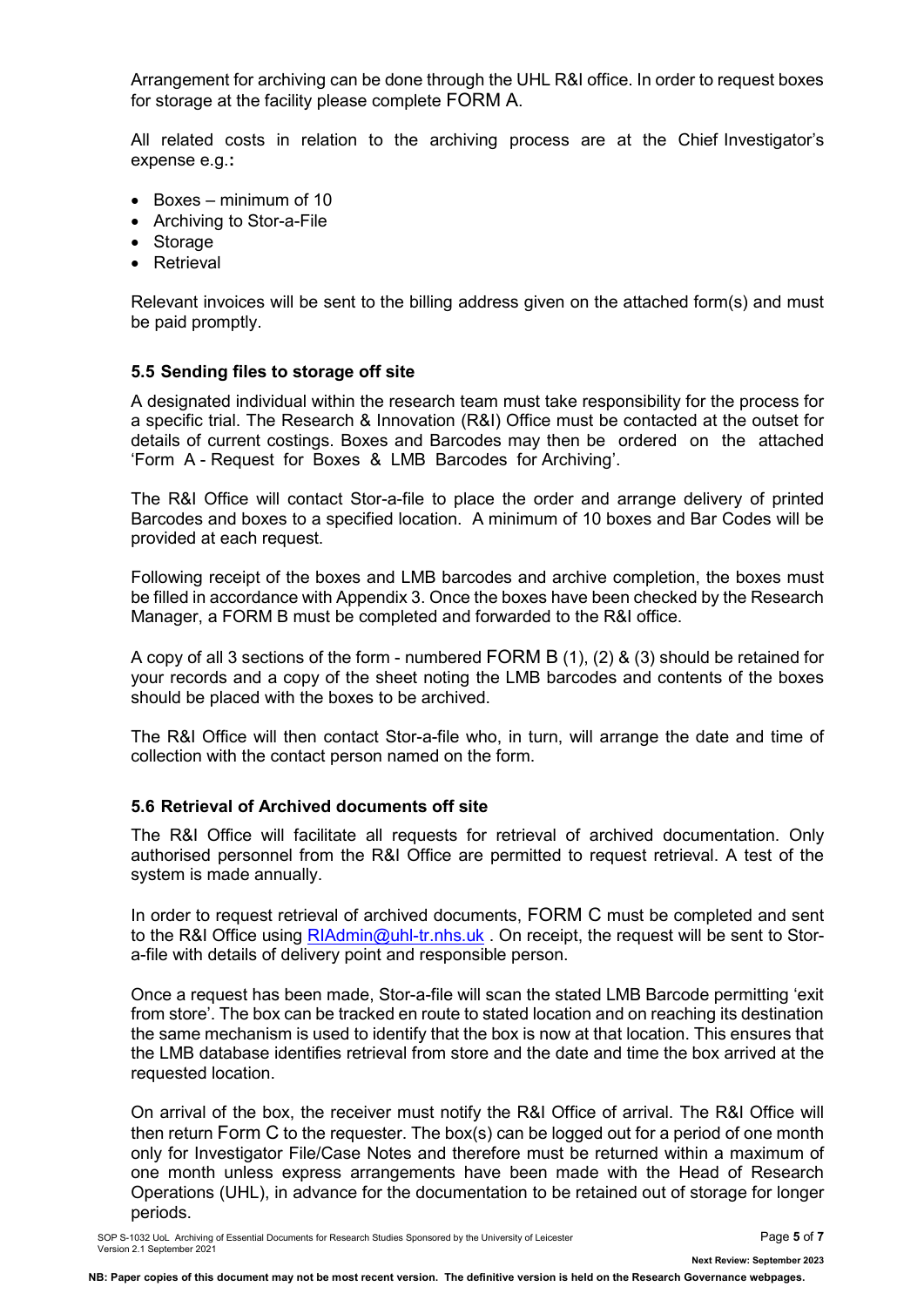Arrangement for archiving can be done through the UHL R&I office. In order to request boxes for storage at the facility please complete FORM A.

All related costs in relation to the archiving process are at the Chief Investigator's expense e.g.**:**

- Boxes – minimum of 10
- Archiving to Stor-a-File
- Storage
- Retrieval

Relevant invoices will be sent to the billing address given on the attached form(s) and must be paid promptly.

### 5.5 Sending files to storage off site

A designated individual within the research team must take responsibility for the process for a specific trial. The Research & Innovation (R&I) Office must be contacted at the outset for details of current costings. Boxes and Barcodes may then be ordered on the attached 'Form A - Request for Boxes & LMB Barcodes for Archiving'.

The R&I Office will contact Stor-a-file to place the order and arrange delivery of printed Barcodes and boxes to a specified location. A minimum of 10 boxes and Bar Codes will be provided at each request.

Following receipt of the boxes and LMB barcodes and archive completion, the boxes must be filled in accordance with Appendix 3. Once the boxes have been checked by the Research Manager, a FORM B must be completed and forwarded to the R&I office.

A copy of all 3 sections of the form - numbered FORM B (1), (2) & (3) should be retained for your records and a copy of the sheet noting the LMB barcodes and contents of the boxes should be placed with the boxes to be archived.

The R&I Office will then contact Stor-a-file who, in turn, will arrange the date and time of collection with the contact person named on the form.

### 5.6 Retrieval of Archived documents off site

The R&I Office will facilitate all requests for retrieval of archived documentation. Only authorised personnel from the R&I Office are permitted to request retrieval. A test of the system is made annually.

In order to request retrieval of archived documents, FORM C must be completed and sent to the R&I Office using RIAdmin@uhl-tr.nhs.uk . On receipt, the request will be sent to Stor-a-file with details of delivery point and responsible person.

Once a request has been made, Stor-a-file will scan the stated LMB Barcode permitting 'exit from store'. The box can be tracked en route to stated location and on reaching its destination the same mechanism is used to identify that the box is now at that location. This ensures that the LMB database identifies retrieval from store and the date and time the box arrived at the requested location.

On arrival of the box, the receiver must notify the R&I Office of arrival. The R&I Office will then return Form C to the requester. The box(s) can be logged out for a period of one month only for Investigator File/Case Notes and therefore must be returned within a maximum of one month unless express arrangements have been made with the Head of Research Operations (UHL), in advance for the documentation to be retained out of storage for longer periods.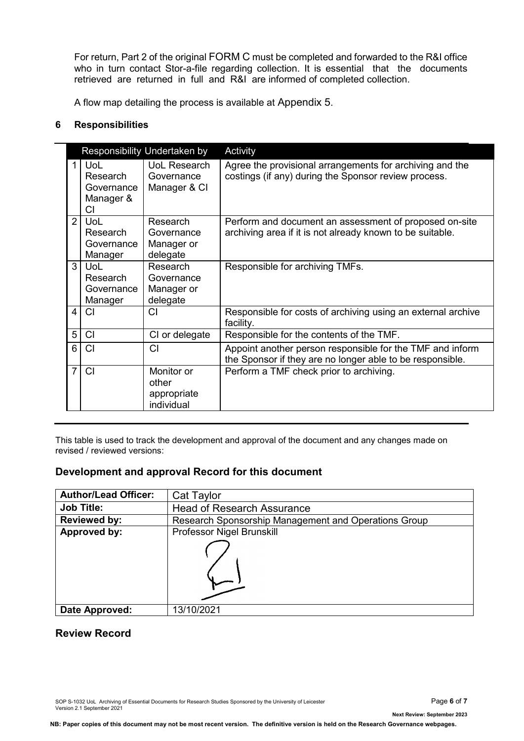For return, Part 2 of the original FORM C must be completed and forwarded to the R&I office who in turn contact Stor-a-file regarding collection. It is essential that the documents retrieved are returned in full and R&I are informed of completed collection.

A flow map detailing the process is available at Appendix 5.

## 6 Responsibilities

| | Responsibility | Undertaken by | Activity |
|---|---|---|---|
| 1 | UoL Research Governance Manager & CI | UoL Research Governance Manager & CI | Agree the provisional arrangements for archiving and the costings (if any) during the Sponsor review process. |
| 2 | UoL Research Governance Manager | Research Governance Manager or delegate | Perform and document an assessment of proposed on-site archiving area if it is not already known to be suitable. |
| 3 | UoL Research Governance Manager | Research Governance Manager or delegate | Responsible for archiving TMFs. |
| 4 | CI | CI | Responsible for costs of archiving using an external archive facility. |
| 5 | CI | CI or delegate | Responsible for the contents of the TMF. |
| 6 | CI | CI | Appoint another person responsible for the TMF and inform the Sponsor if they are no longer able to be responsible. |
| 7 | CI | Monitor or other appropriate individual | Perform a TMF check prior to archiving. |

This table is used to track the development and approval of the document and any changes made on revised / reviewed versions:

### Development and approval Record for this document

| **Author/Lead Officer:** | Cat Taylor |
|---|---|
| **Job Title:** | Head of Research Assurance |
| **Reviewed by:** | Research Sponsorship Management and Operations Group |
| **Approved by:** | Professor Nigel Brunskill |
| **Date Approved:** | 13/10/2021 |

### Review Record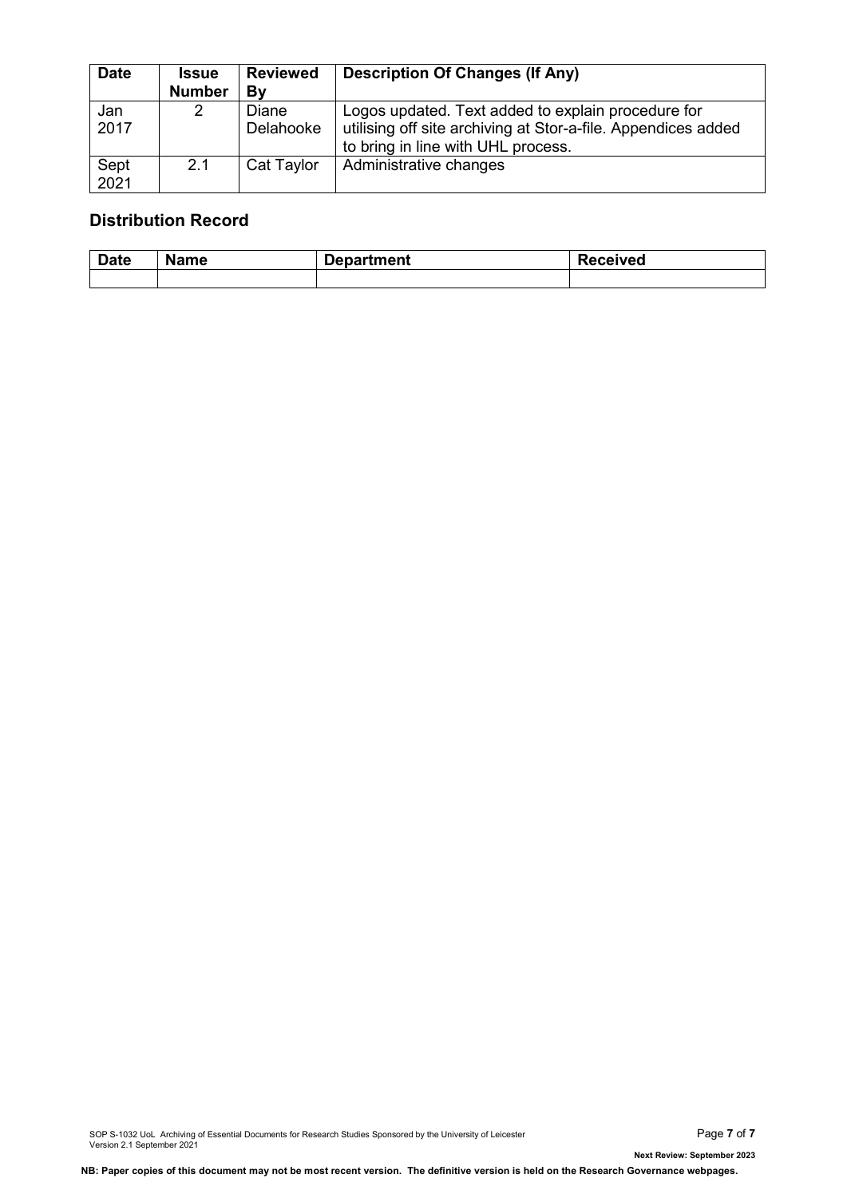| Date | Issue Number | Reviewed By | Description Of Changes (If Any) |
|---|---|---|---|
| Jan 2017 | 2 | Diane Delahooke | Logos updated. Text added to explain procedure for utilising off site archiving at Stor-a-file. Appendices added to bring in line with UHL process. |
| Sept 2021 | 2.1 | Cat Taylor | Administrative changes |

## Distribution Record

| Date | Name | Department | Received |
|---|---|---|---|
| | | | |